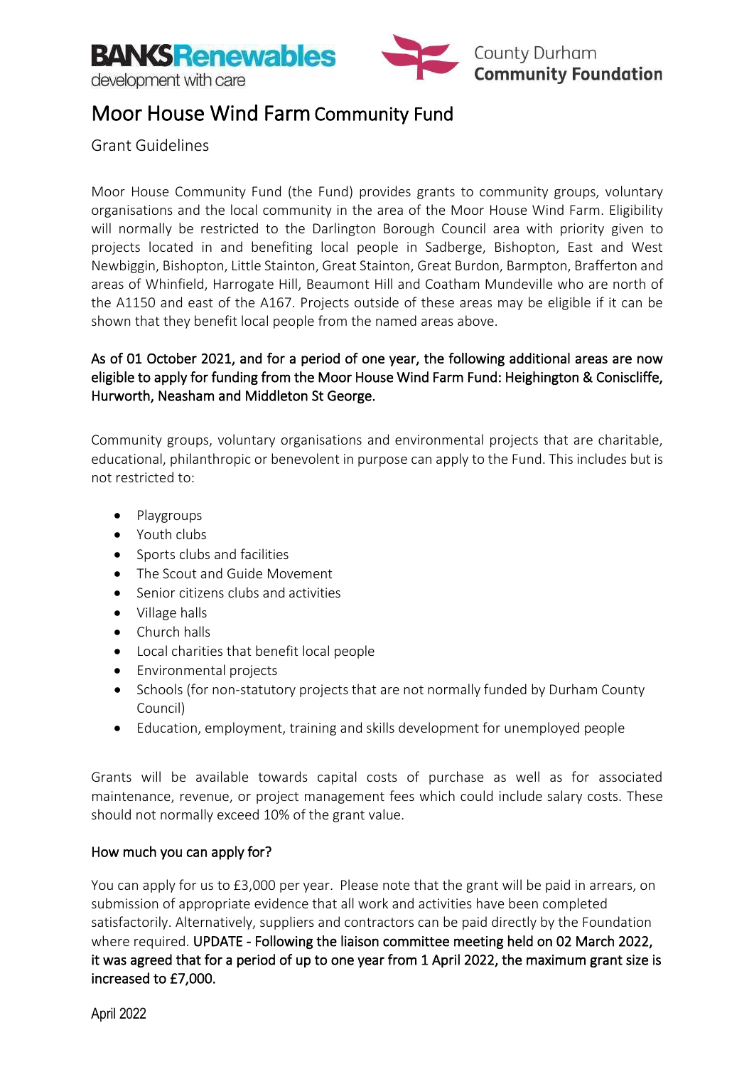BANKS Renewables
development with care

County Durham
**Community Foundation**

# Moor House Wind Farm Community Fund

Grant Guidelines

Moor House Community Fund (the Fund) provides grants to community groups, voluntary organisations and the local community in the area of the Moor House Wind Farm. Eligibility will normally be restricted to the Darlington Borough Council area with priority given to projects located in and benefiting local people in Sadberge, Bishopton, East and West Newbiggin, Bishopton, Little Stainton, Great Stainton, Great Burdon, Barmpton, Brafferton and areas of Whinfield, Harrogate Hill, Beaumont Hill and Coatham Mundeville who are north of the A1150 and east of the A167. Projects outside of these areas may be eligible if it can be shown that they benefit local people from the named areas above.

**As of 01 October 2021, and for a period of one year, the following additional areas are now eligible to apply for funding from the Moor House Wind Farm Fund: Heighington & Coniscliffe, Hurworth, Neasham and Middleton St George.**

Community groups, voluntary organisations and environmental projects that are charitable, educational, philanthropic or benevolent in purpose can apply to the Fund. This includes but is not restricted to:

- Playgroups
- Youth clubs
- Sports clubs and facilities
- The Scout and Guide Movement
- Senior citizens clubs and activities
- Village halls
- Church halls
- Local charities that benefit local people
- Environmental projects
- Schools (for non-statutory projects that are not normally funded by Durham County Council)
- Education, employment, training and skills development for unemployed people

Grants will be available towards capital costs of purchase as well as for associated maintenance, revenue, or project management fees which could include salary costs. These should not normally exceed 10% of the grant value.

## How much you can apply for?

You can apply for us to £3,000 per year. Please note that the grant will be paid in arrears, on submission of appropriate evidence that all work and activities have been completed satisfactorily. Alternatively, suppliers and contractors can be paid directly by the Foundation where required. **UPDATE - Following the liaison committee meeting held on 02 March 2022, it was agreed that for a period of up to one year from 1 April 2022, the maximum grant size is increased to £7,000.**

April 2022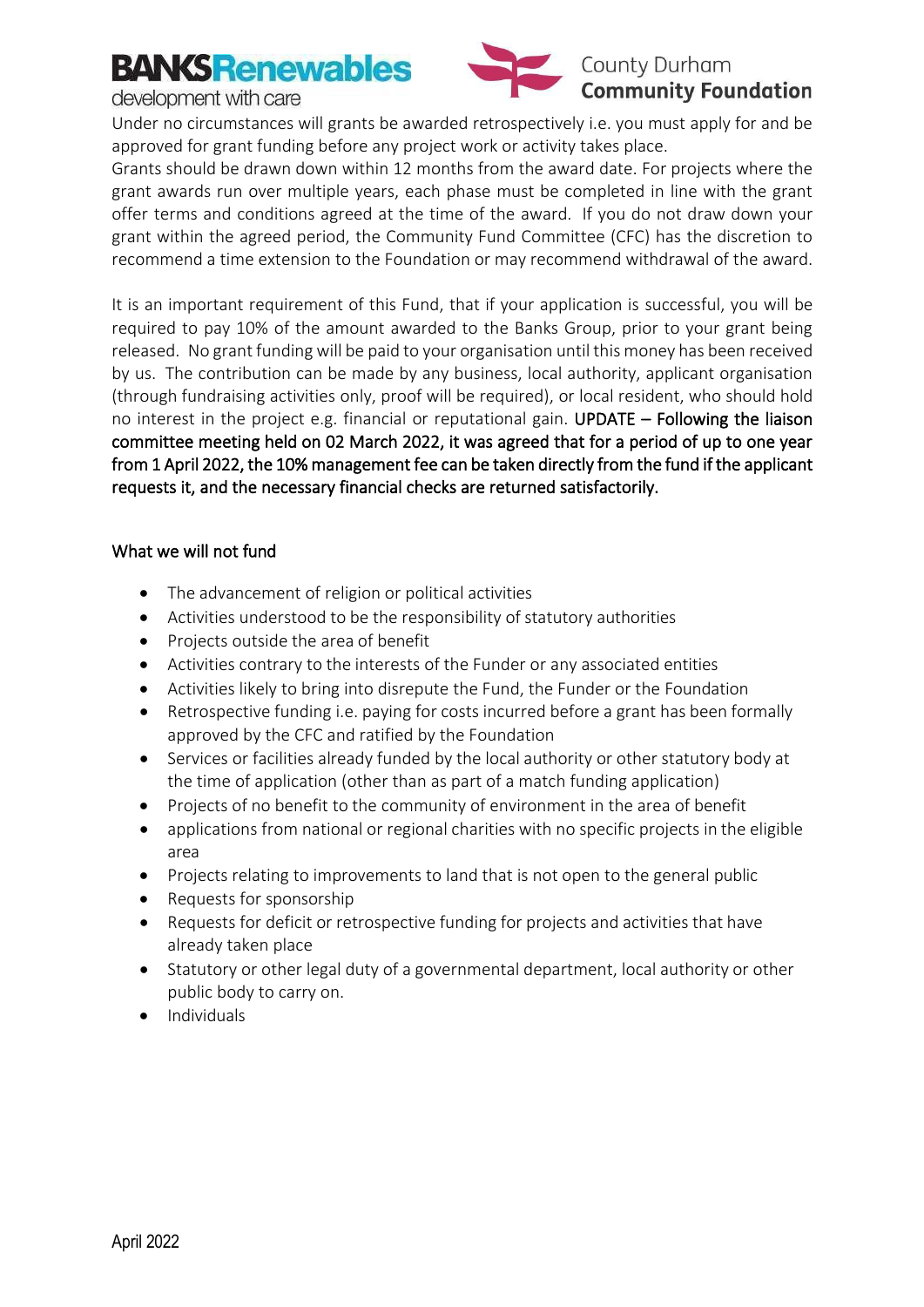Under no circumstances will grants be awarded retrospectively i.e. you must apply for and be approved for grant funding before any project work or activity takes place.

Grants should be drawn down within 12 months from the award date. For projects where the grant awards run over multiple years, each phase must be completed in line with the grant offer terms and conditions agreed at the time of the award. If you do not draw down your grant within the agreed period, the Community Fund Committee (CFC) has the discretion to recommend a time extension to the Foundation or may recommend withdrawal of the award.

It is an important requirement of this Fund, that if your application is successful, you will be required to pay 10% of the amount awarded to the Banks Group, prior to your grant being released. No grant funding will be paid to your organisation until this money has been received by us. The contribution can be made by any business, local authority, applicant organisation (through fundraising activities only, proof will be required), or local resident, who should hold no interest in the project e.g. financial or reputational gain. UPDATE – Following the liaison committee meeting held on 02 March 2022, it was agreed that for a period of up to one year from 1 April 2022, the 10% management fee can be taken directly from the fund if the applicant requests it, and the necessary financial checks are returned satisfactorily.

## What we will not fund

- The advancement of religion or political activities
- Activities understood to be the responsibility of statutory authorities
- Projects outside the area of benefit
- Activities contrary to the interests of the Funder or any associated entities
- Activities likely to bring into disrepute the Fund, the Funder or the Foundation
- Retrospective funding i.e. paying for costs incurred before a grant has been formally approved by the CFC and ratified by the Foundation
- Services or facilities already funded by the local authority or other statutory body at the time of application (other than as part of a match funding application)
- Projects of no benefit to the community of environment in the area of benefit
- applications from national or regional charities with no specific projects in the eligible area
- Projects relating to improvements to land that is not open to the general public
- Requests for sponsorship
- Requests for deficit or retrospective funding for projects and activities that have already taken place
- Statutory or other legal duty of a governmental department, local authority or other public body to carry on.
- Individuals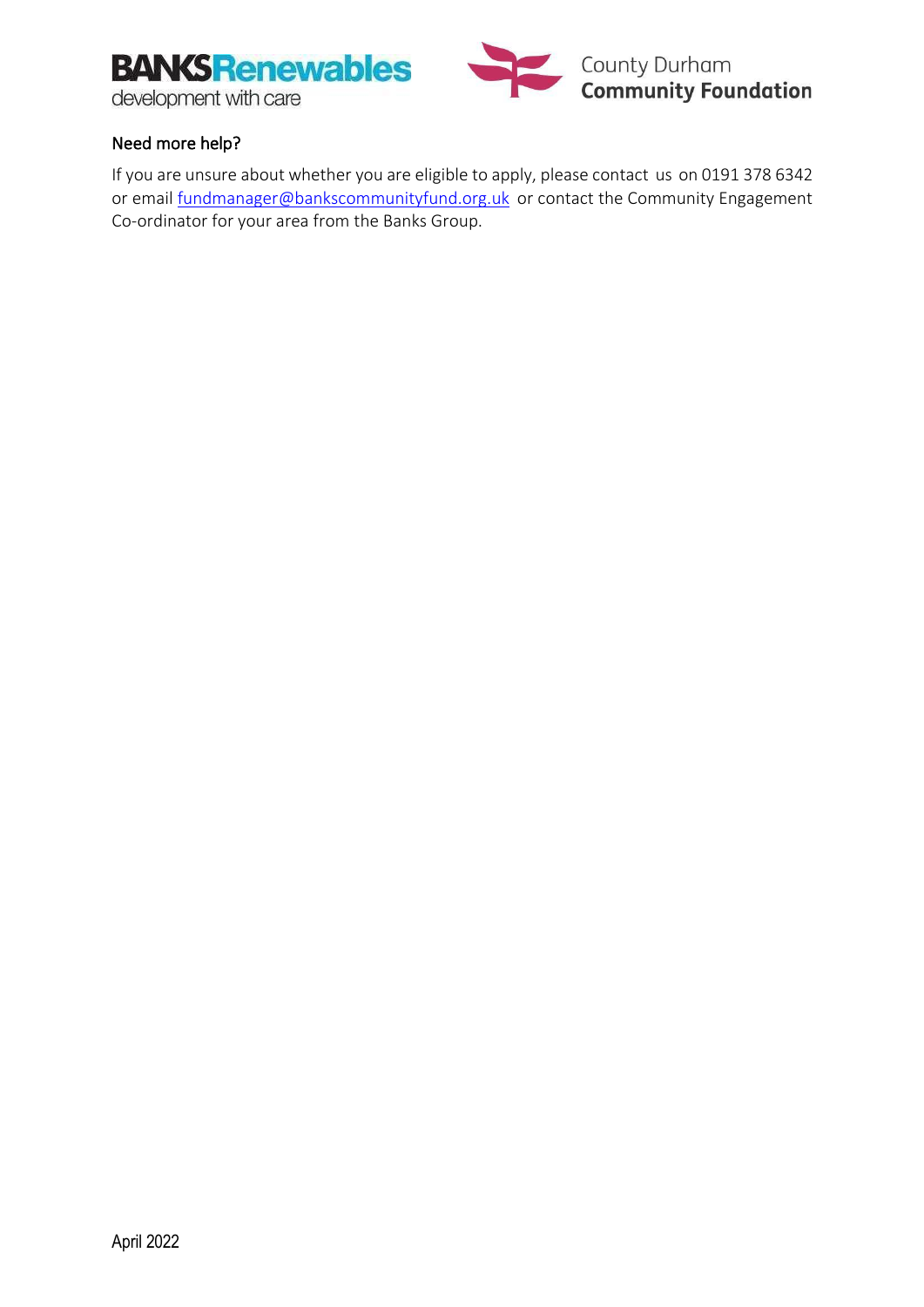### Need more help?

If you are unsure about whether you are eligible to apply, please contact us on 0191 378 6342 or email fundmanager@bankscommunityfund.org.uk or contact the Community Engagement Co-ordinator for your area from the Banks Group.

April 2022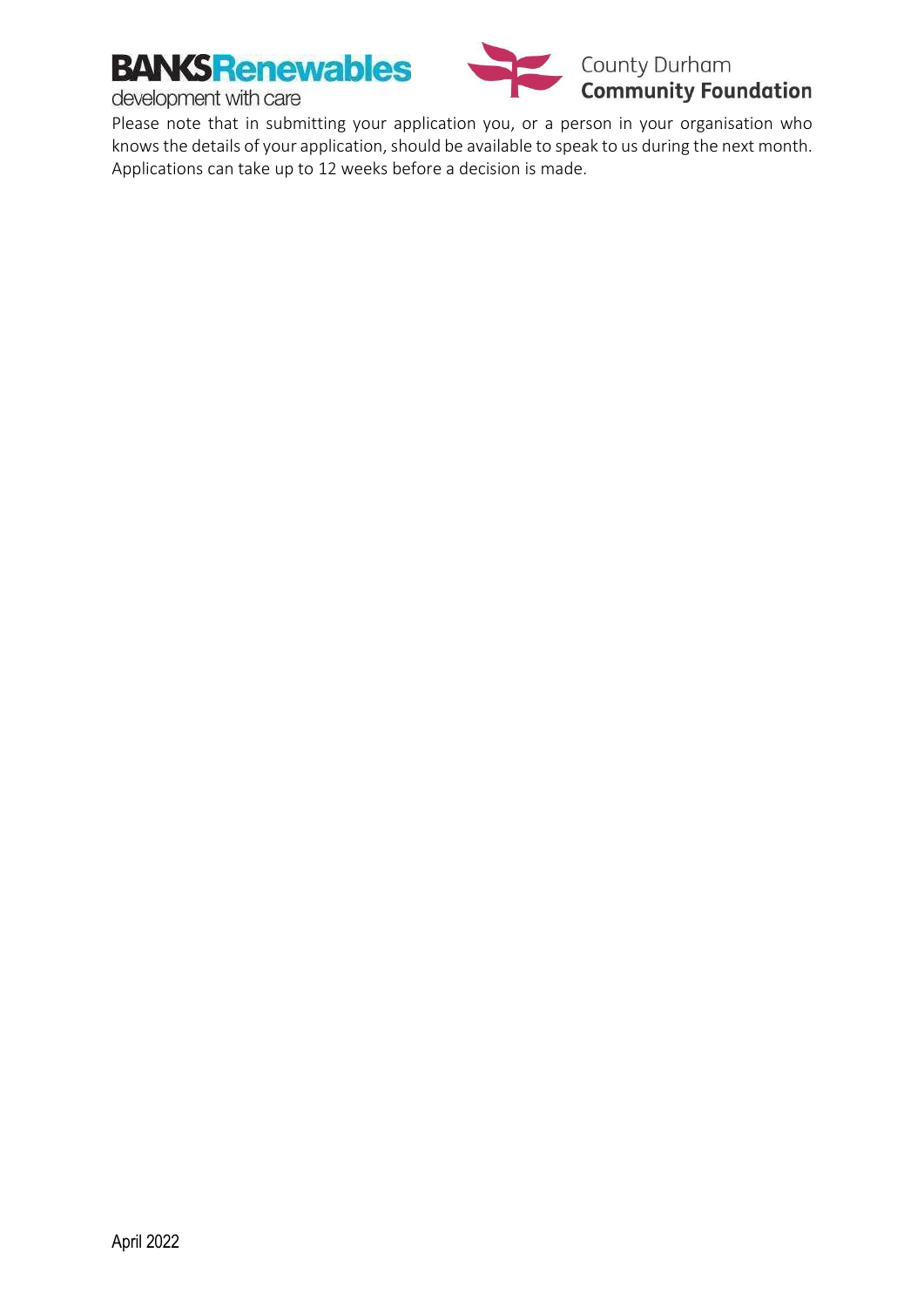Please note that in submitting your application you, or a person in your organisation who knows the details of your application, should be available to speak to us during the next month. Applications can take up to 12 weeks before a decision is made.